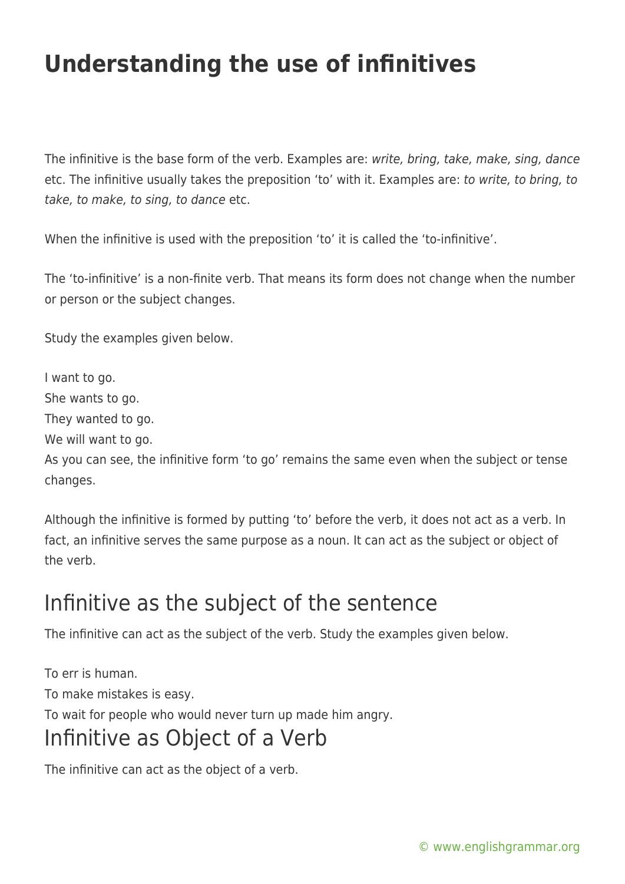# Understanding the use of infinitives

The infinitive is the base form of the verb. Examples are: *write, bring, take, make, sing, dance* etc. The infinitive usually takes the preposition 'to' with it. Examples are: *to write, to bring, to take, to make, to sing, to dance* etc.

When the infinitive is used with the preposition 'to' it is called the 'to-infinitive'.

The 'to-infinitive' is a non-finite verb. That means its form does not change when the number or person or the subject changes.

Study the examples given below.

I want to go.
She wants to go.
They wanted to go.
We will want to go.
As you can see, the infinitive form 'to go' remains the same even when the subject or tense changes.

Although the infinitive is formed by putting 'to' before the verb, it does not act as a verb. In fact, an infinitive serves the same purpose as a noun. It can act as the subject or object of the verb.

## Infinitive as the subject of the sentence

The infinitive can act as the subject of the verb. Study the examples given below.

To err is human.
To make mistakes is easy.
To wait for people who would never turn up made him angry.

## Infinitive as Object of a Verb

The infinitive can act as the object of a verb.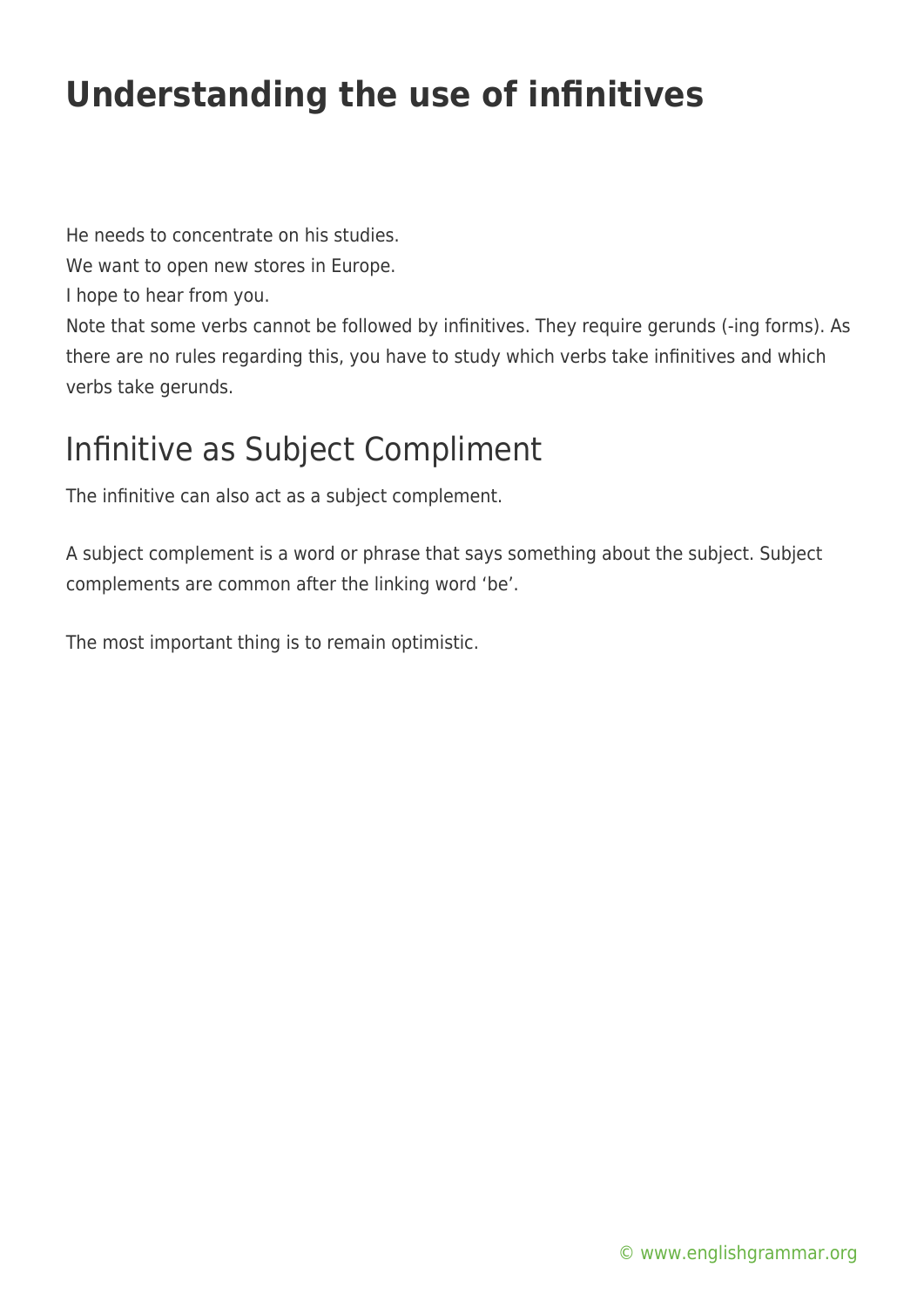# Understanding the use of infinitives

He needs to concentrate on his studies.
We want to open new stores in Europe.
I hope to hear from you.
Note that some verbs cannot be followed by infinitives. They require gerunds (-ing forms). As there are no rules regarding this, you have to study which verbs take infinitives and which verbs take gerunds.

## Infinitive as Subject Compliment

The infinitive can also act as a subject complement.

A subject complement is a word or phrase that says something about the subject. Subject complements are common after the linking word 'be'.

The most important thing is to remain optimistic.